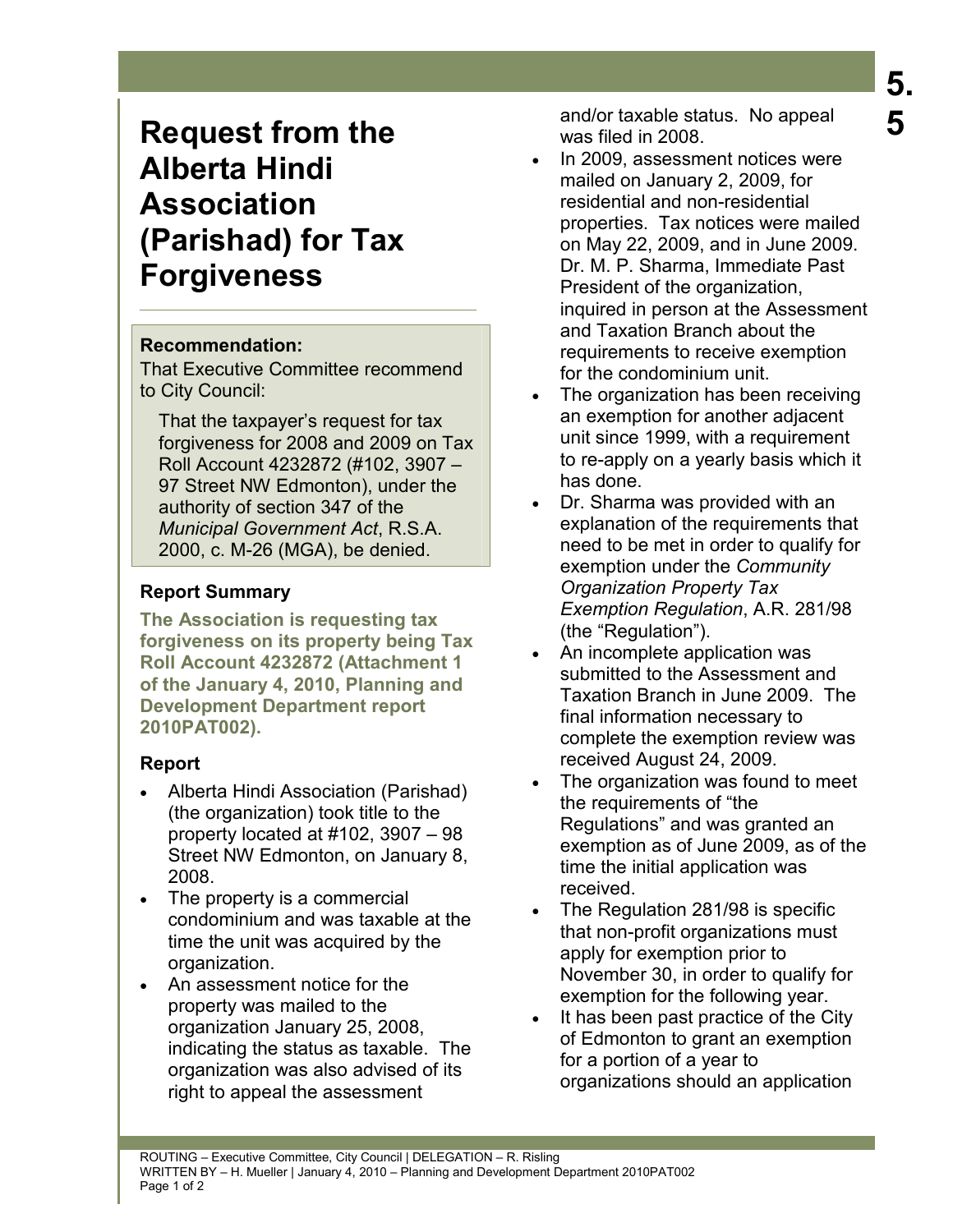# Request from the Alberta Hindi Association (Parishad) for Tax Forgiveness

5.5

**Recommendation:**

That Executive Committee recommend to City Council:

> That the taxpayer's request for tax forgiveness for 2008 and 2009 on Tax Roll Account 4232872 (#102, 3907 – 97 Street NW Edmonton), under the authority of section 347 of the *Municipal Government Act*, R.S.A. 2000, c. M-26 (MGA), be denied.

## Report Summary

**The Association is requesting tax forgiveness on its property being Tax Roll Account 4232872 (Attachment 1 of the January 4, 2010, Planning and Development Department report 2010PAT002).**

## Report

- Alberta Hindi Association (Parishad) (the organization) took title to the property located at #102, 3907 – 98 Street NW Edmonton, on January 8, 2008.
- The property is a commercial condominium and was taxable at the time the unit was acquired by the organization.
- An assessment notice for the property was mailed to the organization January 25, 2008, indicating the status as taxable. The organization was also advised of its right to appeal the assessment and/or taxable status. No appeal was filed in 2008.
- In 2009, assessment notices were mailed on January 2, 2009, for residential and non-residential properties. Tax notices were mailed on May 22, 2009, and in June 2009. Dr. M. P. Sharma, Immediate Past President of the organization, inquired in person at the Assessment and Taxation Branch about the requirements to receive exemption for the condominium unit.
- The organization has been receiving an exemption for another adjacent unit since 1999, with a requirement to re-apply on a yearly basis which it has done.
- Dr. Sharma was provided with an explanation of the requirements that need to be met in order to qualify for exemption under the *Community Organization Property Tax Exemption Regulation*, A.R. 281/98 (the "Regulation").
- An incomplete application was submitted to the Assessment and Taxation Branch in June 2009. The final information necessary to complete the exemption review was received August 24, 2009.
- The organization was found to meet the requirements of "the Regulations" and was granted an exemption as of June 2009, as of the time the initial application was received.
- The Regulation 281/98 is specific that non-profit organizations must apply for exemption prior to November 30, in order to qualify for exemption for the following year.
- It has been past practice of the City of Edmonton to grant an exemption for a portion of a year to organizations should an application

ROUTING – Executive Committee, City Council | DELEGATION – R. Risling
WRITTEN BY – H. Mueller | January 4, 2010 – Planning and Development Department 2010PAT002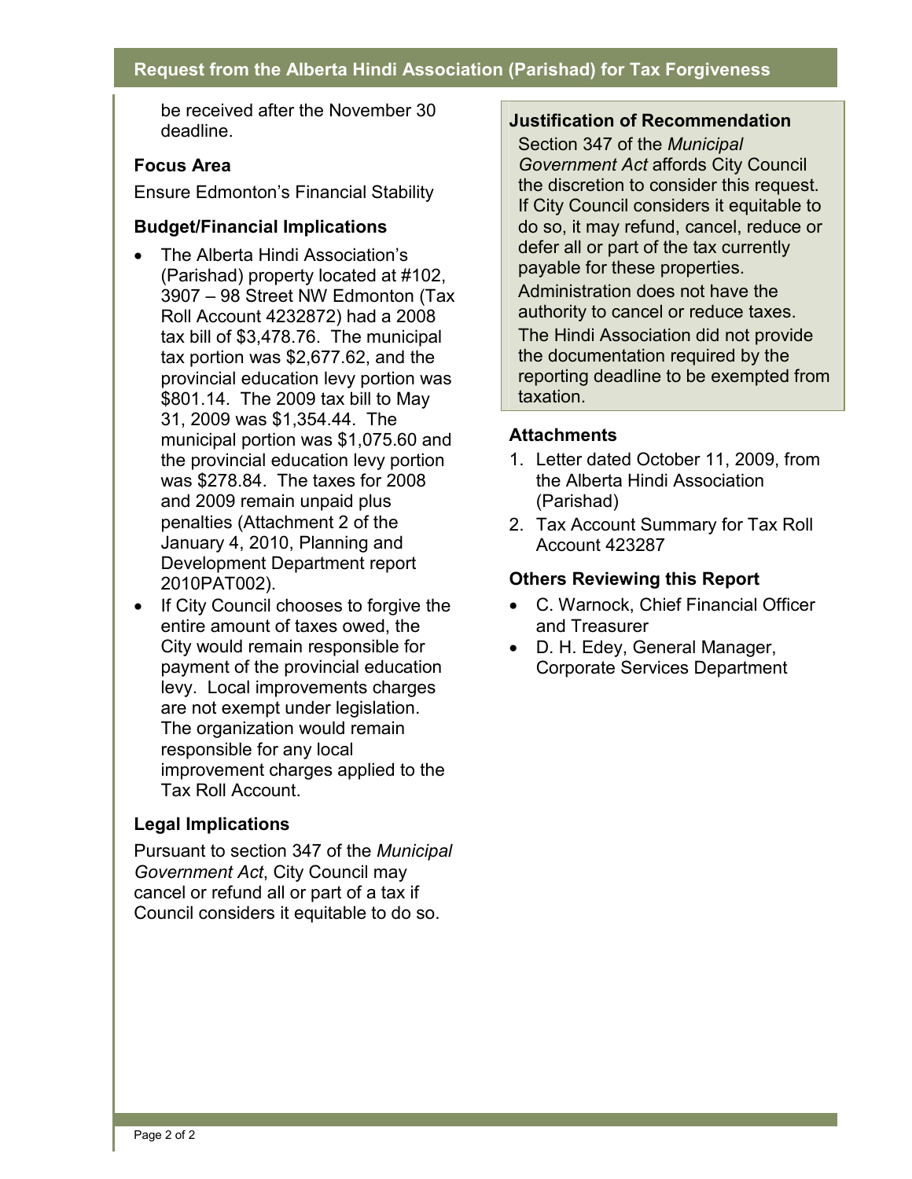be received after the November 30 deadline.

### Focus Area

Ensure Edmonton's Financial Stability

### Budget/Financial Implications

- The Alberta Hindi Association's (Parishad) property located at #102, 3907 – 98 Street NW Edmonton (Tax Roll Account 4232872) had a 2008 tax bill of $3,478.76. The municipal tax portion was $2,677.62, and the provincial education levy portion was $801.14. The 2009 tax bill to May 31, 2009 was $1,354.44. The municipal portion was $1,075.60 and the provincial education levy portion was $278.84. The taxes for 2008 and 2009 remain unpaid plus penalties (Attachment 2 of the January 4, 2010, Planning and Development Department report 2010PAT002).
- If City Council chooses to forgive the entire amount of taxes owed, the City would remain responsible for payment of the provincial education levy. Local improvements charges are not exempt under legislation. The organization would remain responsible for any local improvement charges applied to the Tax Roll Account.

### Legal Implications

Pursuant to section 347 of the *Municipal Government Act*, City Council may cancel or refund all or part of a tax if Council considers it equitable to do so.

### Justification of Recommendation

Section 347 of the *Municipal Government Act* affords City Council the discretion to consider this request. If City Council considers it equitable to do so, it may refund, cancel, reduce or defer all or part of the tax currently payable for these properties.

Administration does not have the authority to cancel or reduce taxes.

The Hindi Association did not provide the documentation required by the reporting deadline to be exempted from taxation.

### Attachments

1. Letter dated October 11, 2009, from the Alberta Hindi Association (Parishad)
2. Tax Account Summary for Tax Roll Account 423287

### Others Reviewing this Report

- C. Warnock, Chief Financial Officer and Treasurer
- D. H. Edey, General Manager, Corporate Services Department